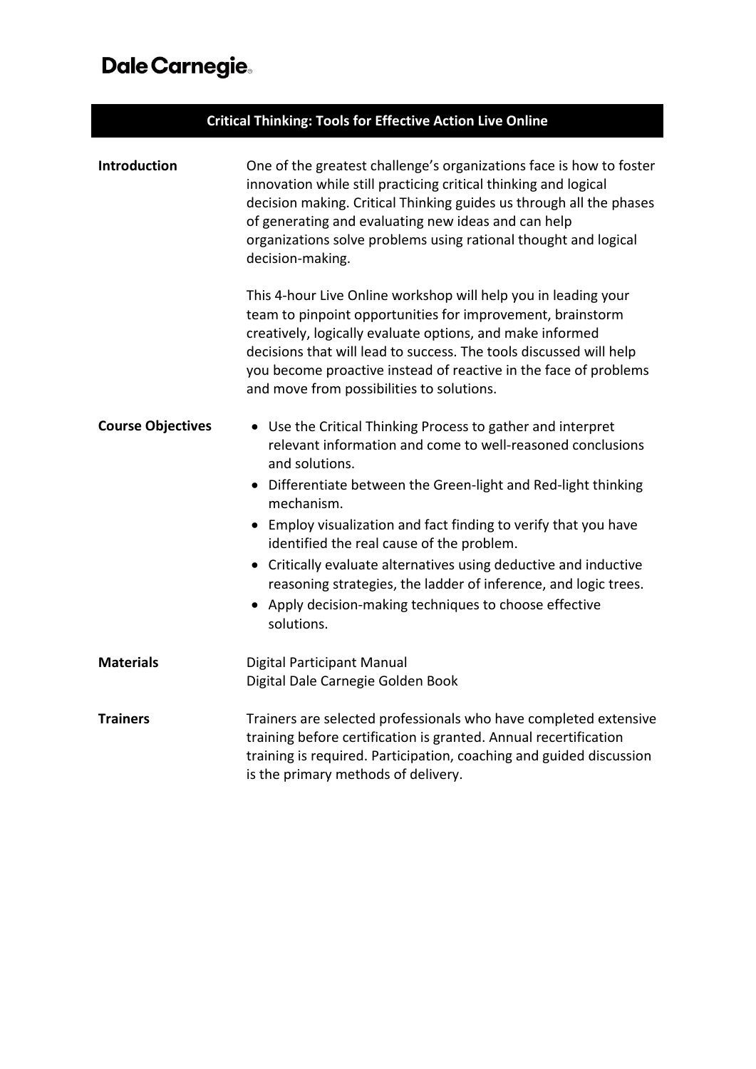Dale Carnegie

# Critical Thinking: Tools for Effective Action Live Online

**Introduction**

One of the greatest challenge's organizations face is how to foster innovation while still practicing critical thinking and logical decision making. Critical Thinking guides us through all the phases of generating and evaluating new ideas and can help organizations solve problems using rational thought and logical decision-making.

This 4-hour Live Online workshop will help you in leading your team to pinpoint opportunities for improvement, brainstorm creatively, logically evaluate options, and make informed decisions that will lead to success. The tools discussed will help you become proactive instead of reactive in the face of problems and move from possibilities to solutions.

**Course Objectives**

- Use the Critical Thinking Process to gather and interpret relevant information and come to well-reasoned conclusions and solutions.
- Differentiate between the Green-light and Red-light thinking mechanism.
- Employ visualization and fact finding to verify that you have identified the real cause of the problem.
- Critically evaluate alternatives using deductive and inductive reasoning strategies, the ladder of inference, and logic trees.
- Apply decision-making techniques to choose effective solutions.

**Materials**

Digital Participant Manual
Digital Dale Carnegie Golden Book

**Trainers**

Trainers are selected professionals who have completed extensive training before certification is granted. Annual recertification training is required. Participation, coaching and guided discussion is the primary methods of delivery.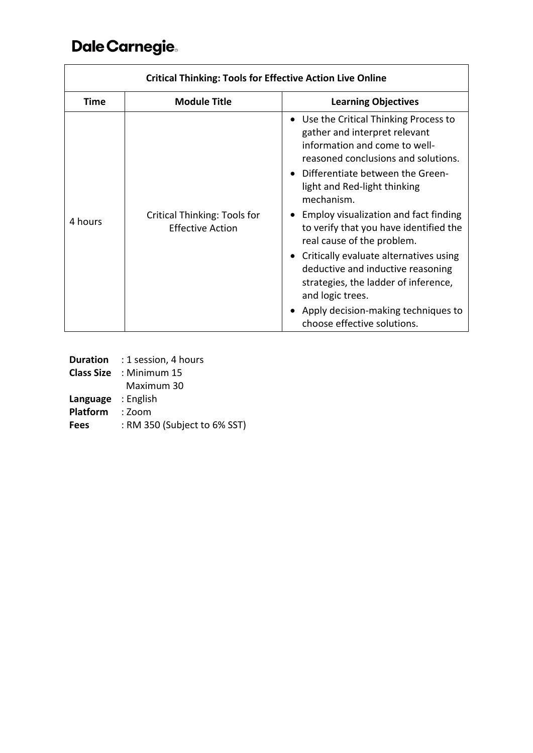Dale Carnegie

| Critical Thinking: Tools for Effective Action Live Online | | |
|---|---|---|
| **Time** | **Module Title** | **Learning Objectives** |
| 4 hours | Critical Thinking: Tools for Effective Action | • Use the Critical Thinking Process to gather and interpret relevant information and come to well-reasoned conclusions and solutions.<br>• Differentiate between the Green-light and Red-light thinking mechanism.<br>• Employ visualization and fact finding to verify that you have identified the real cause of the problem.<br>• Critically evaluate alternatives using deductive and inductive reasoning strategies, the ladder of inference, and logic trees.<br>• Apply decision-making techniques to choose effective solutions. |

**Duration** : 1 session, 4 hours
**Class Size** : Minimum 15
Maximum 30
**Language** : English
**Platform** : Zoom
**Fees** : RM 350 (Subject to 6% SST)